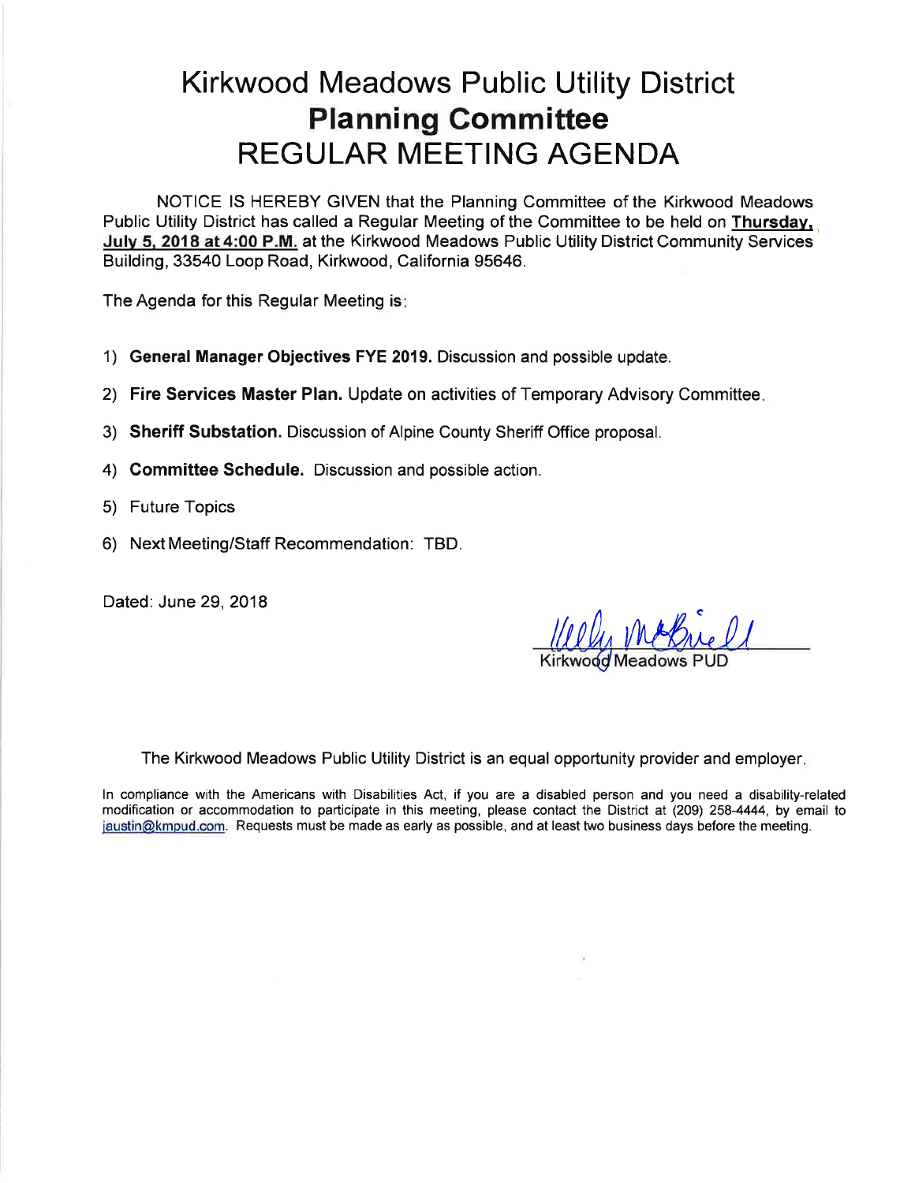# Kirkwood Meadows Public Utility District
# **Planning Committee**
# REGULAR MEETING AGENDA

NOTICE IS HEREBY GIVEN that the Planning Committee of the Kirkwood Meadows Public Utility District has called a Regular Meeting of the Committee to be held on **Thursday, July 5, 2018 at 4:00 P.M.** at the Kirkwood Meadows Public Utility District Community Services Building, 33540 Loop Road, Kirkwood, California 95646.

The Agenda for this Regular Meeting is:

1) **General Manager Objectives FYE 2019.** Discussion and possible update.
2) **Fire Services Master Plan.** Update on activities of Temporary Advisory Committee.
3) **Sheriff Substation.** Discussion of Alpine County Sheriff Office proposal.
4) **Committee Schedule.** Discussion and possible action.
5) Future Topics
6) Next Meeting/Staff Recommendation: TBD.

Dated: June 29, 2018

Kelly McBride
Kirkwood Meadows PUD

The Kirkwood Meadows Public Utility District is an equal opportunity provider and employer.

In compliance with the Americans with Disabilities Act, if you are a disabled person and you need a disability-related modification or accommodation to participate in this meeting, please contact the District at (209) 258-4444, by email to jaustin@kmpud.com. Requests must be made as early as possible, and at least two business days before the meeting.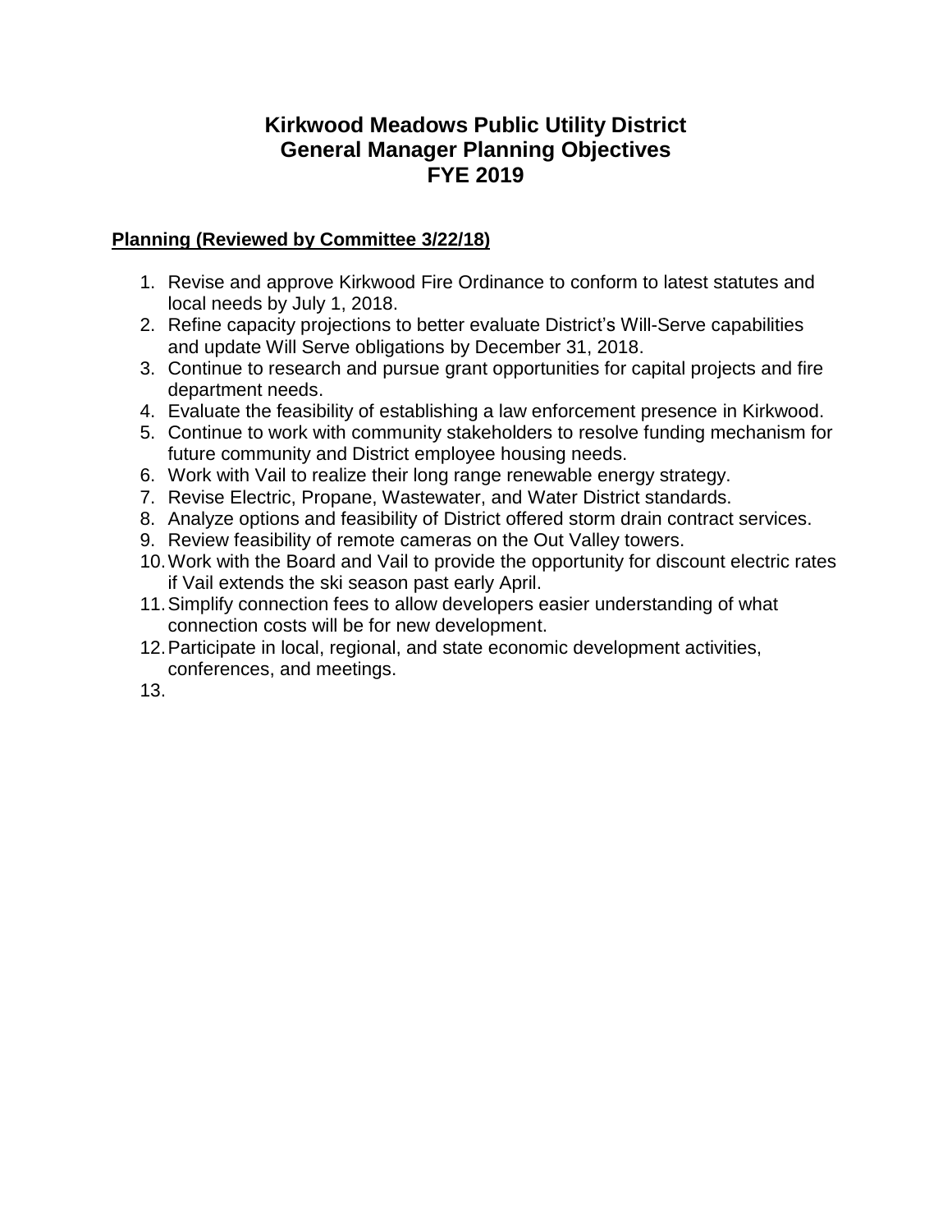# Kirkwood Meadows Public Utility District
# General Manager Planning Objectives
# FYE 2019

**Planning (Reviewed by Committee 3/22/18)**

1. Revise and approve Kirkwood Fire Ordinance to conform to latest statutes and local needs by July 1, 2018.
2. Refine capacity projections to better evaluate District's Will-Serve capabilities and update Will Serve obligations by December 31, 2018.
3. Continue to research and pursue grant opportunities for capital projects and fire department needs.
4. Evaluate the feasibility of establishing a law enforcement presence in Kirkwood.
5. Continue to work with community stakeholders to resolve funding mechanism for future community and District employee housing needs.
6. Work with Vail to realize their long range renewable energy strategy.
7. Revise Electric, Propane, Wastewater, and Water District standards.
8. Analyze options and feasibility of District offered storm drain contract services.
9. Review feasibility of remote cameras on the Out Valley towers.
10. Work with the Board and Vail to provide the opportunity for discount electric rates if Vail extends the ski season past early April.
11. Simplify connection fees to allow developers easier understanding of what connection costs will be for new development.
12. Participate in local, regional, and state economic development activities, conferences, and meetings.
13.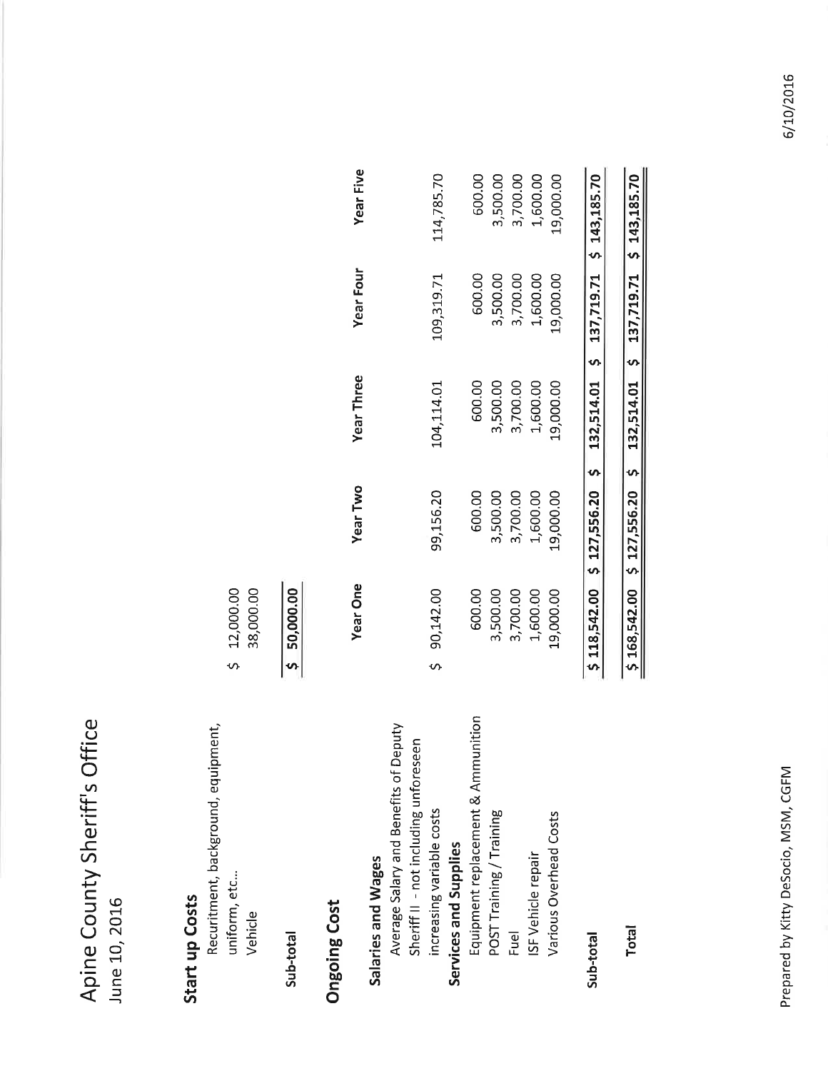# Apine County Sheriff's Office

June 10, 2016

## Start up Costs

| | |
|---|---|
| Recuritment, background, equipment, uniform, etc... | $ 12,000.00 |
| Vehicle | 38,000.00 |
| **Sub-total** | **$ 50,000.00** |

## Ongoing Cost

| | Year One | Year Two | Year Three | Year Four | Year Five |
|---|---|---|---|---|---|
| **Salaries and Wages** | | | | | |
| Average Salary and Benefits of Deputy Sheriff II - not including unforeseen increasing variable costs | $ 90,142.00 | 99,156.20 | 104,114.01 | 109,319.71 | 114,785.70 |
| **Services and Supplies** | | | | | |
| Equipment replacement & Ammunition | 600.00 | 600.00 | 600.00 | 600.00 | 600.00 |
| POST Training / Training | 3,500.00 | 3,500.00 | 3,500.00 | 3,500.00 | 3,500.00 |
| Fuel | 3,700.00 | 3,700.00 | 3,700.00 | 3,700.00 | 3,700.00 |
| ISF Vehicle repair | 1,600.00 | 1,600.00 | 1,600.00 | 1,600.00 | 1,600.00 |
| Various Overhead Costs | 19,000.00 | 19,000.00 | 19,000.00 | 19,000.00 | 19,000.00 |
| **Sub-total** | $ 118,542.00 | $ 127,556.20 | $ 132,514.01 | $ 137,719.71 | $ 143,185.70 |
| **Total** | $ 168,542.00 | $ 127,556.20 | $ 132,514.01 | $ 137,719.71 | $ 143,185.70 |

Prepared by Kitty DeSocio, MSM, CGFM

6/10/2016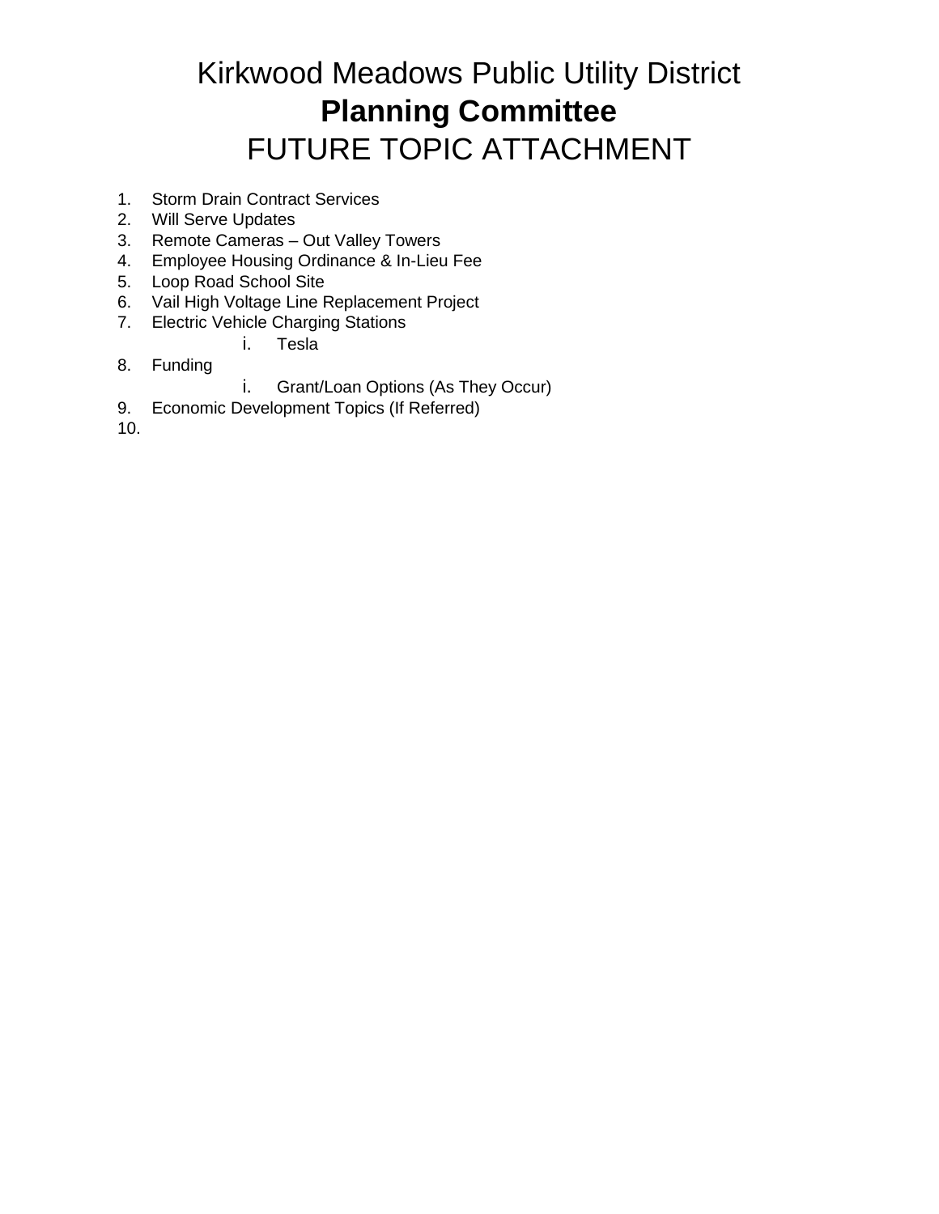# Kirkwood Meadows Public Utility District

## **Planning Committee**

## FUTURE TOPIC ATTACHMENT

1. Storm Drain Contract Services
2. Will Serve Updates
3. Remote Cameras – Out Valley Towers
4. Employee Housing Ordinance & In-Lieu Fee
5. Loop Road School Site
6. Vail High Voltage Line Replacement Project
7. Electric Vehicle Charging Stations
   i. Tesla
8. Funding
   i. Grant/Loan Options (As They Occur)
9. Economic Development Topics (If Referred)
10.